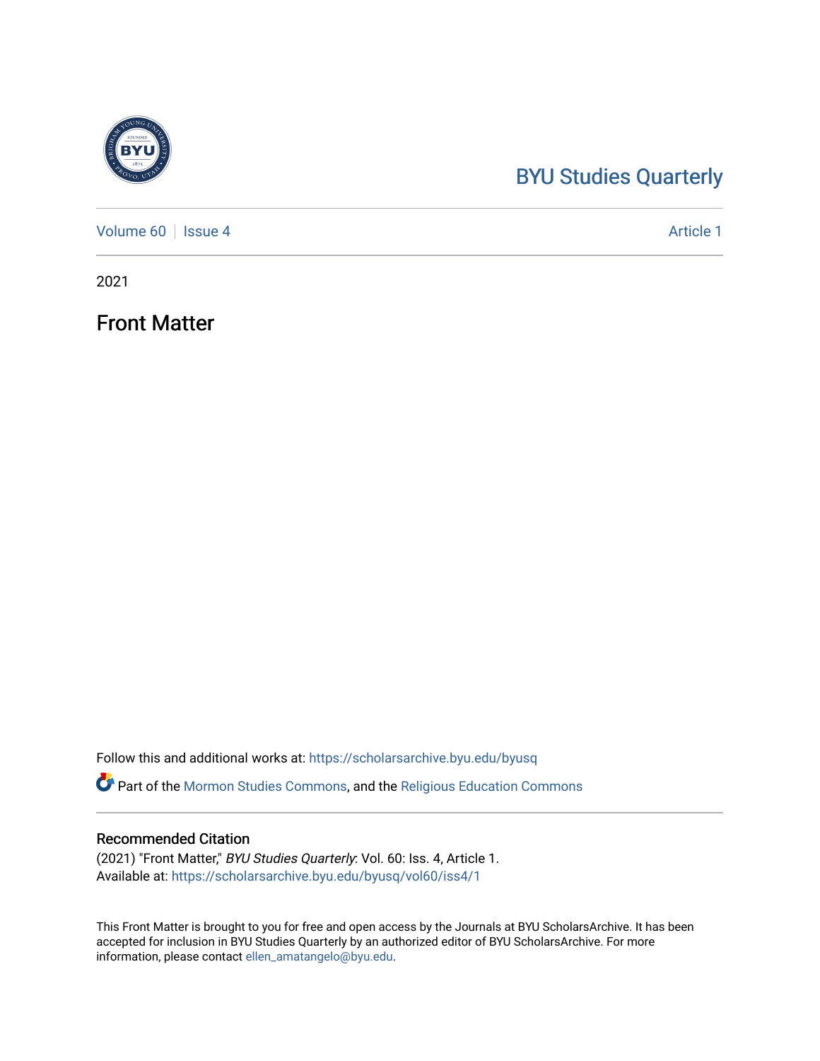BYU Studies Quarterly

Volume 60 | Issue 4 | Article 1

2021

# Front Matter

Follow this and additional works at: https://scholarsarchive.byu.edu/byusq

Part of the Mormon Studies Commons, and the Religious Education Commons

## Recommended Citation

(2021) "Front Matter," *BYU Studies Quarterly*: Vol. 60: Iss. 4, Article 1.
Available at: https://scholarsarchive.byu.edu/byusq/vol60/iss4/1

This Front Matter is brought to you for free and open access by the Journals at BYU ScholarsArchive. It has been accepted for inclusion in BYU Studies Quarterly by an authorized editor of BYU ScholarsArchive. For more information, please contact ellen_amatangelo@byu.edu.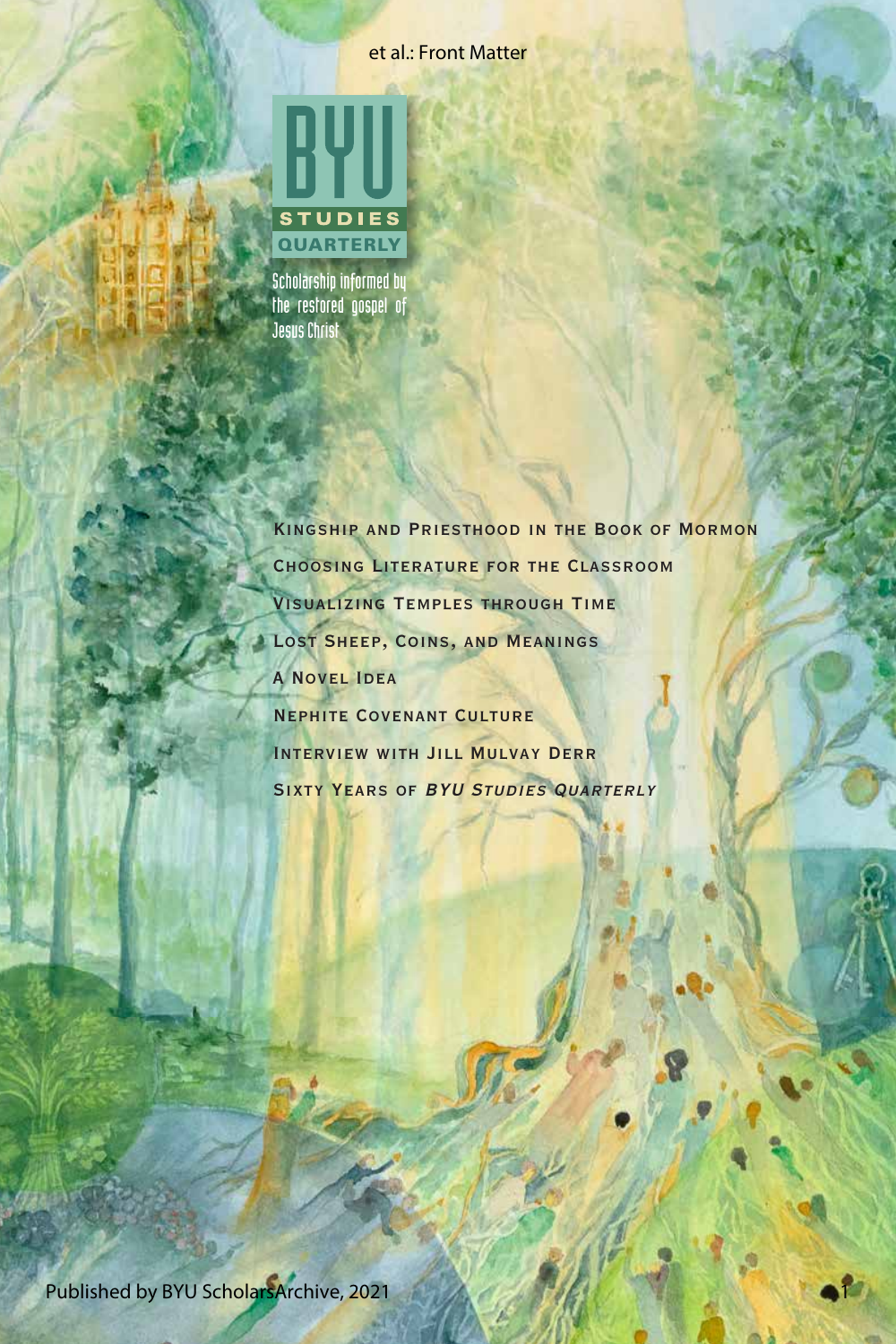# BYU STUDIES QUARTERLY

Scholarship informed by the restored gospel of Jesus Christ

Kingship and Priesthood in the Book of Mormon

Choosing Literature for the Classroom

Visualizing Temples through Time

Lost Sheep, Coins, and Meanings

A Novel Idea

Nephite Covenant Culture

Interview with Jill Mulvay Derr

Sixty Years of *BYU Studies Quarterly*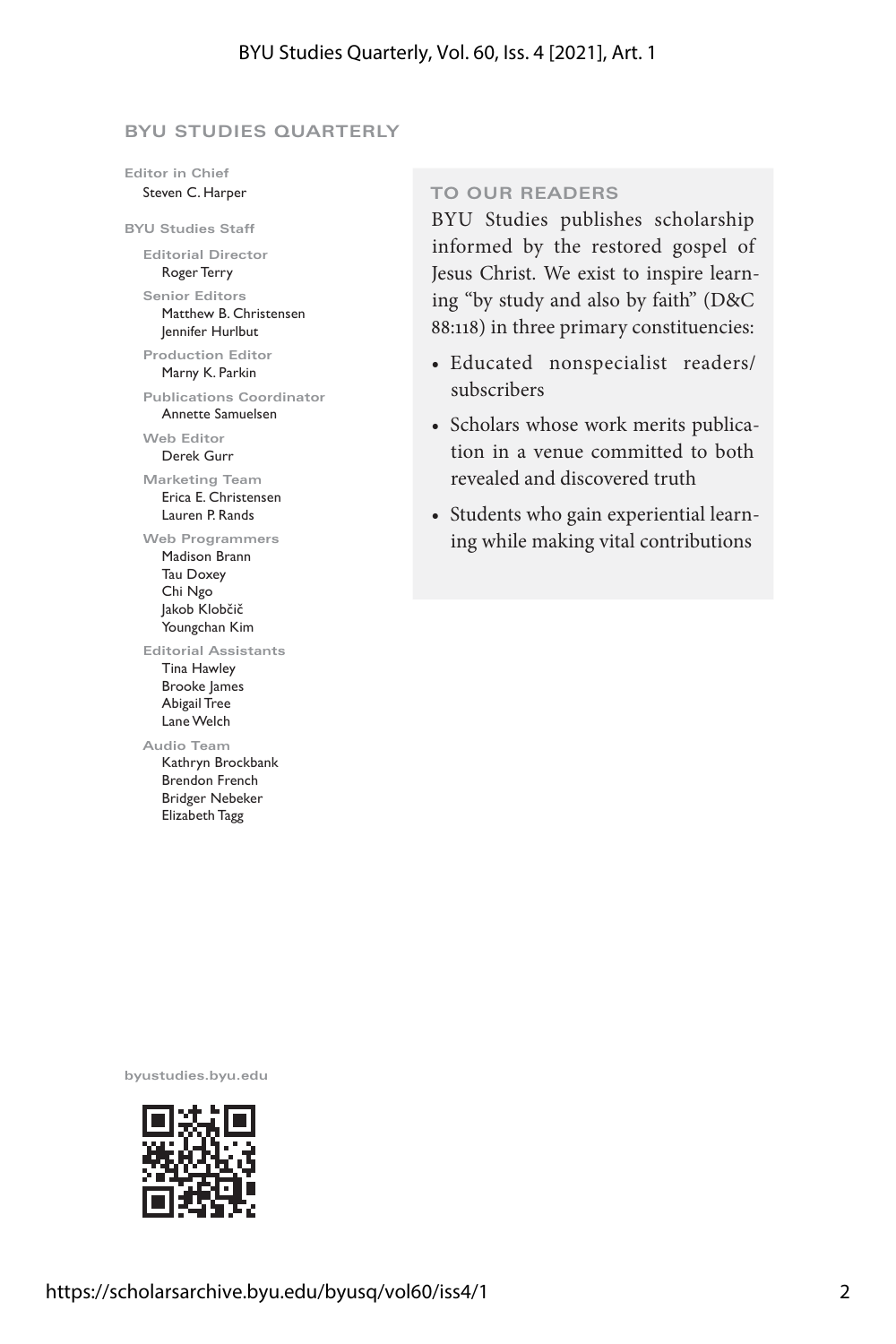## BYU STUDIES QUARTERLY

**Editor in Chief**
Steven C. Harper

**BYU Studies Staff**

**Editorial Director**
Roger Terry

**Senior Editors**
Matthew B. Christensen
Jennifer Hurlbut

**Production Editor**
Marny K. Parkin

**Publications Coordinator**
Annette Samuelsen

**Web Editor**
Derek Gurr

**Marketing Team**
Erica E. Christensen
Lauren P. Rands

**Web Programmers**
Madison Brann
Tau Doxey
Chi Ngo
Jakob Klobčič
Youngchan Kim

**Editorial Assistants**
Tina Hawley
Brooke James
Abigail Tree
Lane Welch

**Audio Team**
Kathryn Brockbank
Brendon French
Bridger Nebeker
Elizabeth Tagg

### TO OUR READERS

BYU Studies publishes scholarship informed by the restored gospel of Jesus Christ. We exist to inspire learning "by study and also by faith" (D&C 88:118) in three primary constituencies:

- Educated nonspecialist readers/subscribers
- Scholars whose work merits publication in a venue committed to both revealed and discovered truth
- Students who gain experiential learning while making vital contributions

byustudies.byu.edu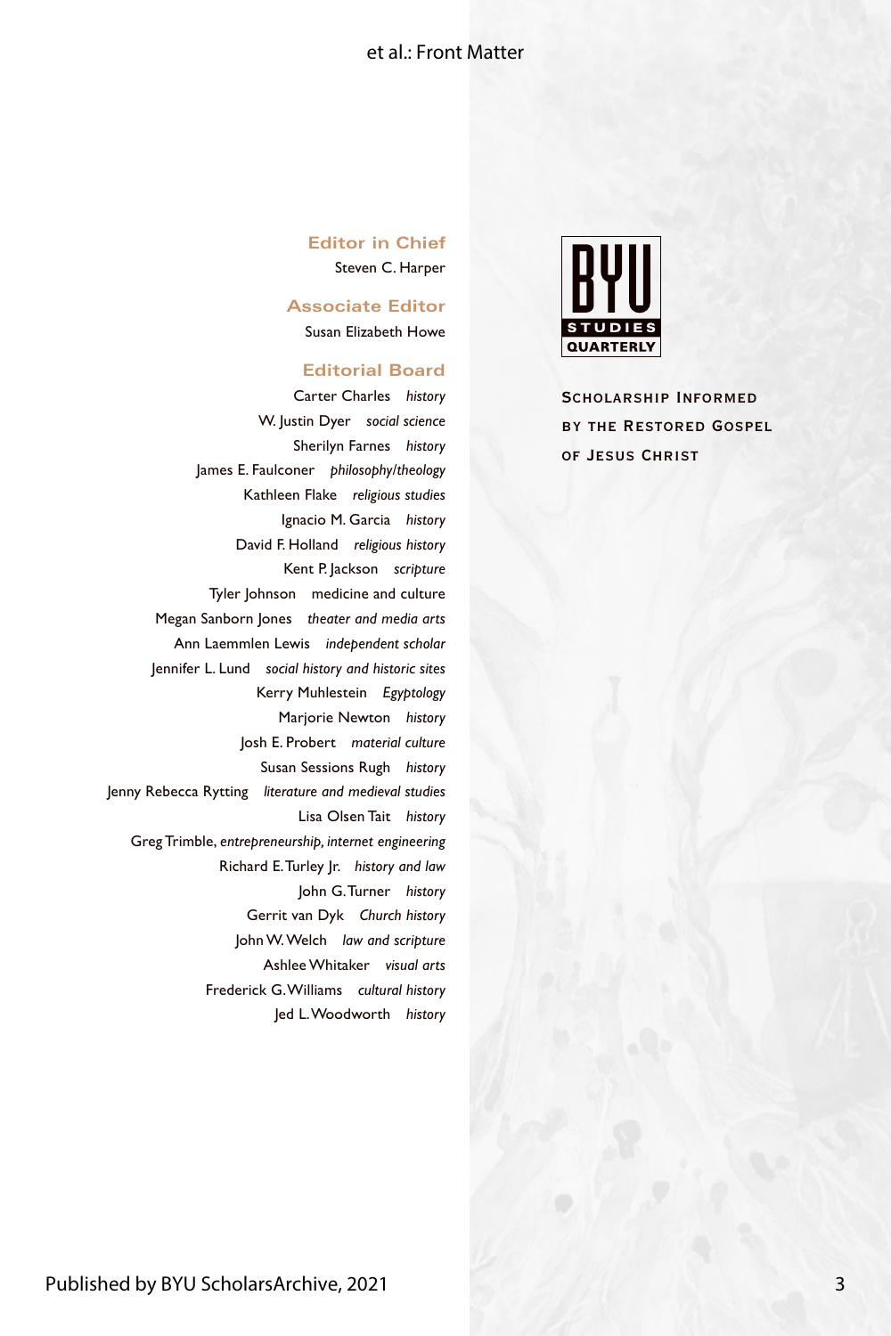## Editor in Chief

Steven C. Harper

## Associate Editor

Susan Elizabeth Howe

## Editorial Board

Carter Charles *history*
W. Justin Dyer *social science*
Sherilyn Farnes *history*
James E. Faulconer *philosophy/theology*
Kathleen Flake *religious studies*
Ignacio M. Garcia *history*
David F. Holland *religious history*
Kent P. Jackson *scripture*
Tyler Johnson medicine and culture
Megan Sanborn Jones *theater and media arts*
Ann Laemmlen Lewis *independent scholar*
Jennifer L. Lund *social history and historic sites*
Kerry Muhlestein *Egyptology*
Marjorie Newton *history*
Josh E. Probert *material culture*
Susan Sessions Rugh *history*
Jenny Rebecca Rytting *literature and medieval studies*
Lisa Olsen Tait *history*
Greg Trimble, *entrepreneurship, internet engineering*
Richard E. Turley Jr. *history and law*
John G. Turner *history*
Gerrit van Dyk *Church history*
John W. Welch *law and scripture*
Ashlee Whitaker *visual arts*
Frederick G. Williams *cultural history*
Jed L. Woodworth *history*

BYU STUDIES QUARTERLY

SCHOLARSHIP INFORMED BY THE RESTORED GOSPEL OF JESUS CHRIST